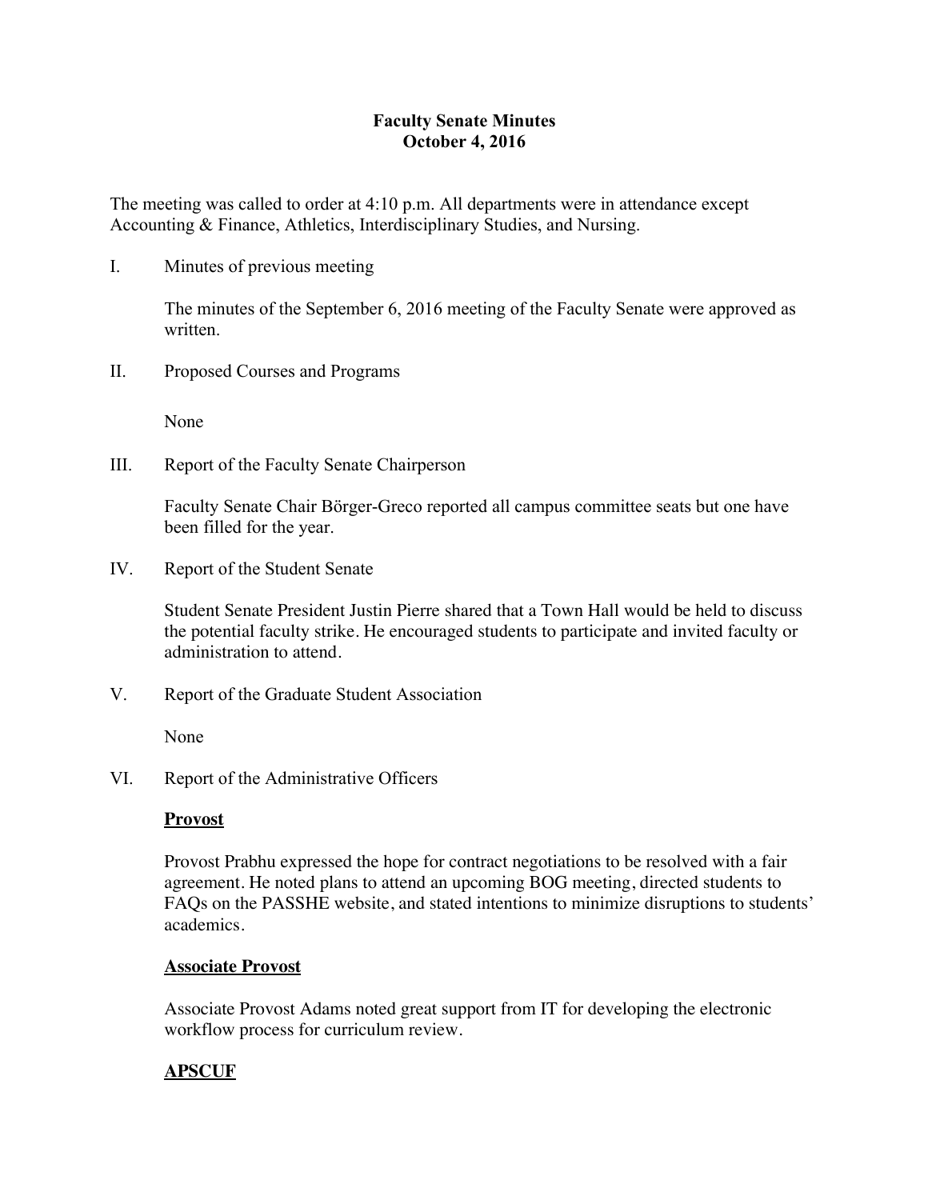# Faculty Senate Minutes
## October 4, 2016

The meeting was called to order at 4:10 p.m. All departments were in attendance except Accounting & Finance, Athletics, Interdisciplinary Studies, and Nursing.

I. Minutes of previous meeting

The minutes of the September 6, 2016 meeting of the Faculty Senate were approved as written.

II. Proposed Courses and Programs

None

III. Report of the Faculty Senate Chairperson

Faculty Senate Chair Börger-Greco reported all campus committee seats but one have been filled for the year.

IV. Report of the Student Senate

Student Senate President Justin Pierre shared that a Town Hall would be held to discuss the potential faculty strike. He encouraged students to participate and invited faculty or administration to attend.

V. Report of the Graduate Student Association

None

VI. Report of the Administrative Officers

**Provost**

Provost Prabhu expressed the hope for contract negotiations to be resolved with a fair agreement. He noted plans to attend an upcoming BOG meeting, directed students to FAQs on the PASSHE website, and stated intentions to minimize disruptions to students' academics.

**Associate Provost**

Associate Provost Adams noted great support from IT for developing the electronic workflow process for curriculum review.

**APSCUF**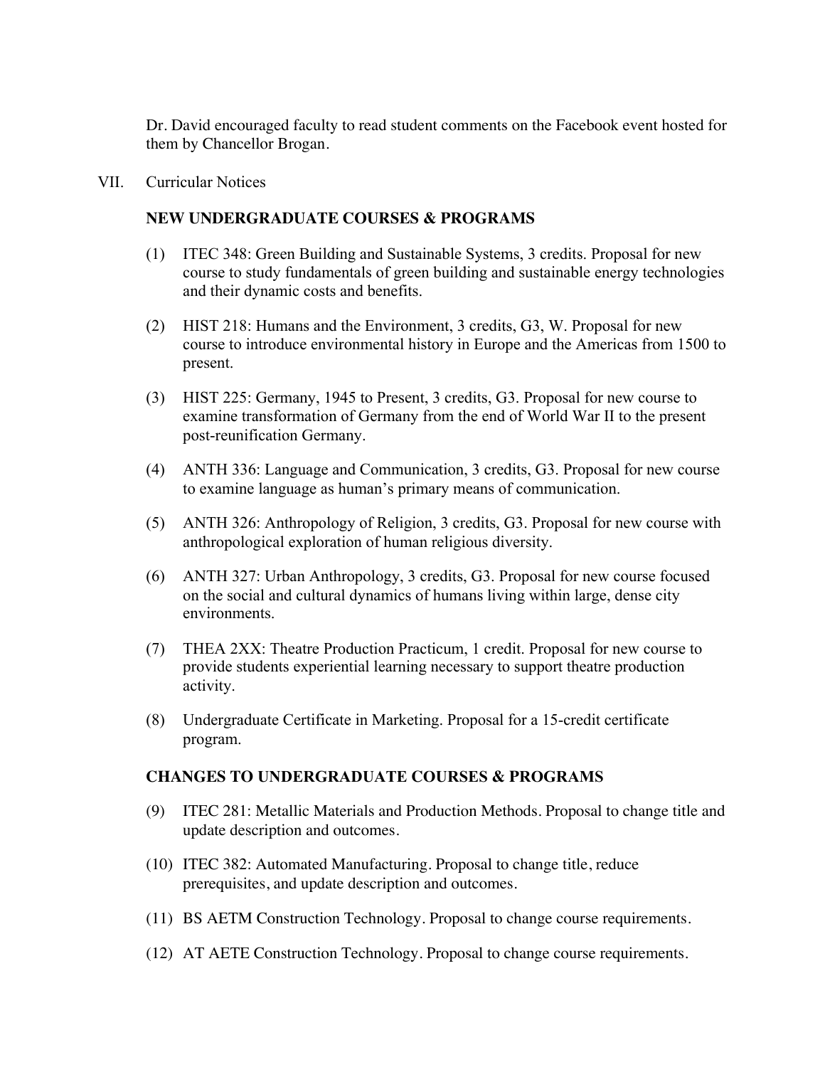Dr. David encouraged faculty to read student comments on the Facebook event hosted for them by Chancellor Brogan.

VII. Curricular Notices

**NEW UNDERGRADUATE COURSES & PROGRAMS**

(1) ITEC 348: Green Building and Sustainable Systems, 3 credits. Proposal for new course to study fundamentals of green building and sustainable energy technologies and their dynamic costs and benefits.

(2) HIST 218: Humans and the Environment, 3 credits, G3, W. Proposal for new course to introduce environmental history in Europe and the Americas from 1500 to present.

(3) HIST 225: Germany, 1945 to Present, 3 credits, G3. Proposal for new course to examine transformation of Germany from the end of World War II to the present post-reunification Germany.

(4) ANTH 336: Language and Communication, 3 credits, G3. Proposal for new course to examine language as human's primary means of communication.

(5) ANTH 326: Anthropology of Religion, 3 credits, G3. Proposal for new course with anthropological exploration of human religious diversity.

(6) ANTH 327: Urban Anthropology, 3 credits, G3. Proposal for new course focused on the social and cultural dynamics of humans living within large, dense city environments.

(7) THEA 2XX: Theatre Production Practicum, 1 credit. Proposal for new course to provide students experiential learning necessary to support theatre production activity.

(8) Undergraduate Certificate in Marketing. Proposal for a 15-credit certificate program.

**CHANGES TO UNDERGRADUATE COURSES & PROGRAMS**

(9) ITEC 281: Metallic Materials and Production Methods. Proposal to change title and update description and outcomes.

(10) ITEC 382: Automated Manufacturing. Proposal to change title, reduce prerequisites, and update description and outcomes.

(11) BS AETM Construction Technology. Proposal to change course requirements.

(12) AT AETE Construction Technology. Proposal to change course requirements.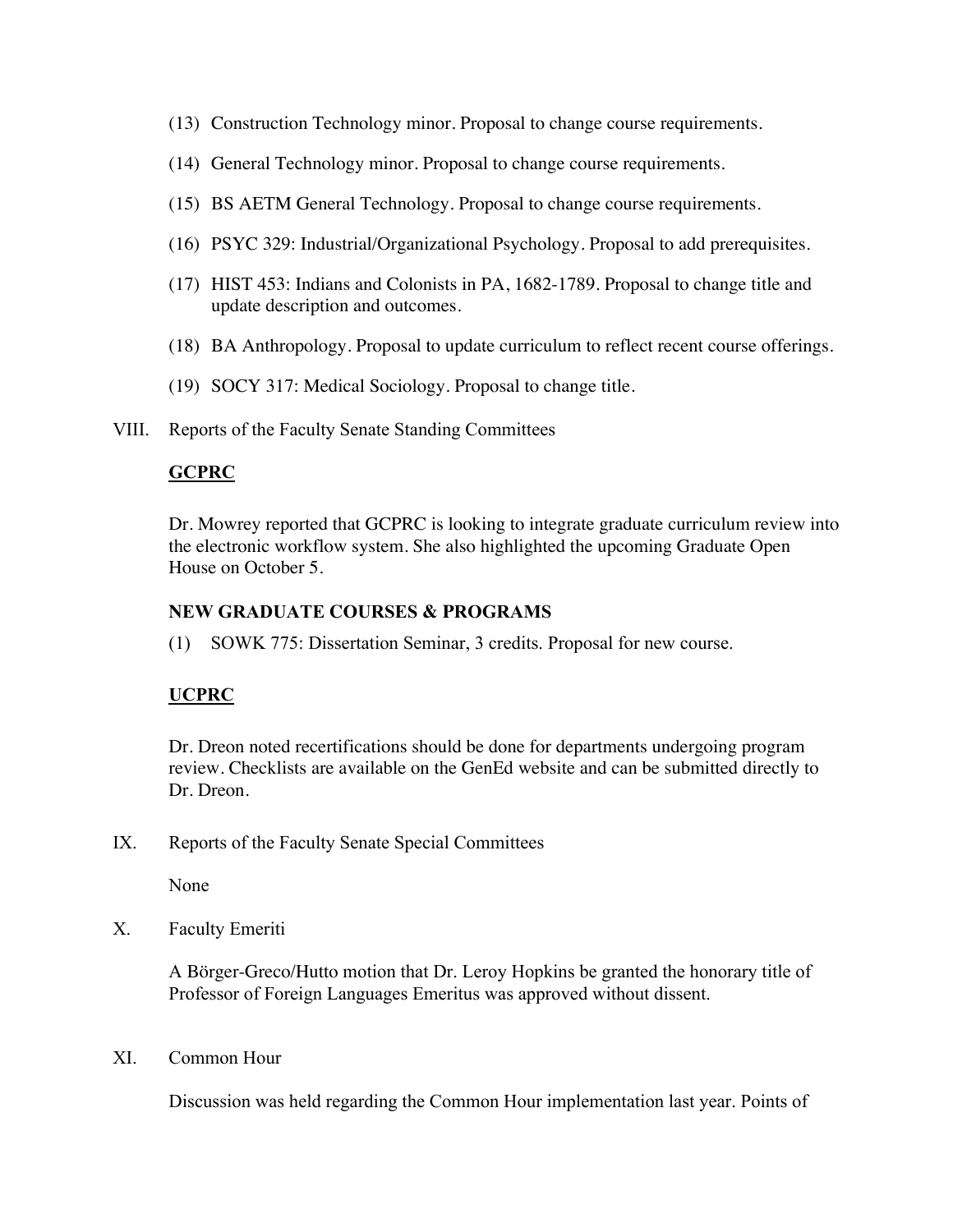(13) Construction Technology minor. Proposal to change course requirements.

(14) General Technology minor. Proposal to change course requirements.

(15) BS AETM General Technology. Proposal to change course requirements.

(16) PSYC 329: Industrial/Organizational Psychology. Proposal to add prerequisites.

(17) HIST 453: Indians and Colonists in PA, 1682-1789. Proposal to change title and update description and outcomes.

(18) BA Anthropology. Proposal to update curriculum to reflect recent course offerings.

(19) SOCY 317: Medical Sociology. Proposal to change title.

VIII. Reports of the Faculty Senate Standing Committees

**GCPRC**

Dr. Mowrey reported that GCPRC is looking to integrate graduate curriculum review into the electronic workflow system. She also highlighted the upcoming Graduate Open House on October 5.

**NEW GRADUATE COURSES & PROGRAMS**

(1) SOWK 775: Dissertation Seminar, 3 credits. Proposal for new course.

**UCPRC**

Dr. Dreon noted recertifications should be done for departments undergoing program review. Checklists are available on the GenEd website and can be submitted directly to Dr. Dreon.

IX. Reports of the Faculty Senate Special Committees

None

X. Faculty Emeriti

A Börger-Greco/Hutto motion that Dr. Leroy Hopkins be granted the honorary title of Professor of Foreign Languages Emeritus was approved without dissent.

XI. Common Hour

Discussion was held regarding the Common Hour implementation last year. Points of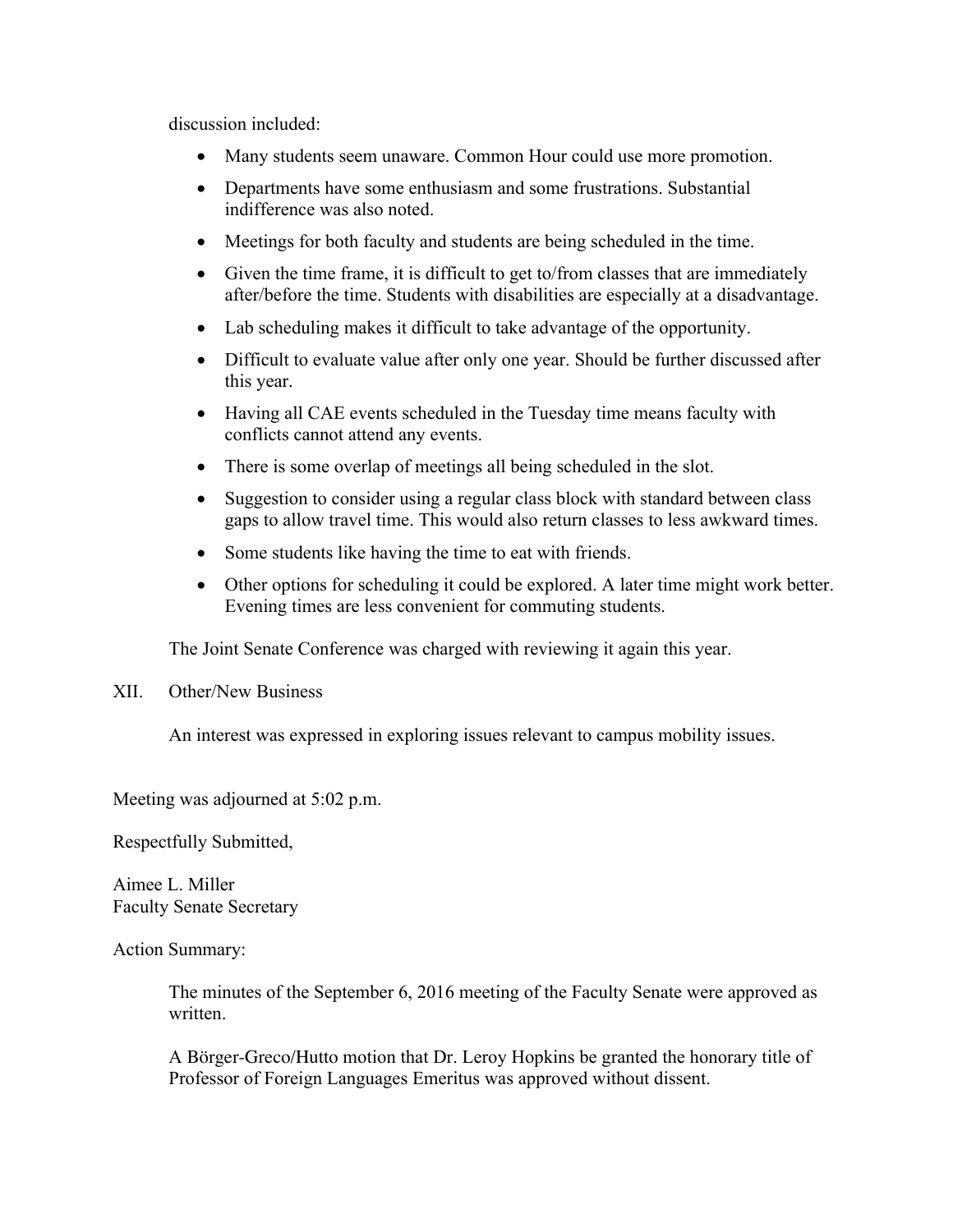discussion included:

- Many students seem unaware. Common Hour could use more promotion.
- Departments have some enthusiasm and some frustrations. Substantial indifference was also noted.
- Meetings for both faculty and students are being scheduled in the time.
- Given the time frame, it is difficult to get to/from classes that are immediately after/before the time. Students with disabilities are especially at a disadvantage.
- Lab scheduling makes it difficult to take advantage of the opportunity.
- Difficult to evaluate value after only one year. Should be further discussed after this year.
- Having all CAE events scheduled in the Tuesday time means faculty with conflicts cannot attend any events.
- There is some overlap of meetings all being scheduled in the slot.
- Suggestion to consider using a regular class block with standard between class gaps to allow travel time. This would also return classes to less awkward times.
- Some students like having the time to eat with friends.
- Other options for scheduling it could be explored. A later time might work better. Evening times are less convenient for commuting students.

The Joint Senate Conference was charged with reviewing it again this year.

XII. Other/New Business

An interest was expressed in exploring issues relevant to campus mobility issues.

Meeting was adjourned at 5:02 p.m.

Respectfully Submitted,

Aimee L. Miller
Faculty Senate Secretary

Action Summary:

The minutes of the September 6, 2016 meeting of the Faculty Senate were approved as written.

A Börger-Greco/Hutto motion that Dr. Leroy Hopkins be granted the honorary title of Professor of Foreign Languages Emeritus was approved without dissent.